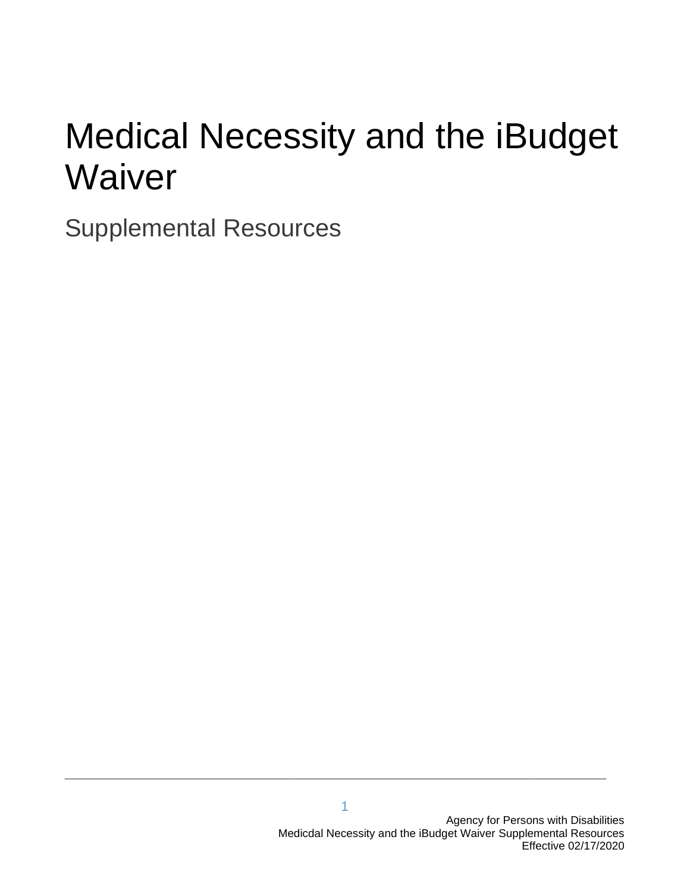# Medical Necessity and the iBudget Waiver

## Supplemental Resources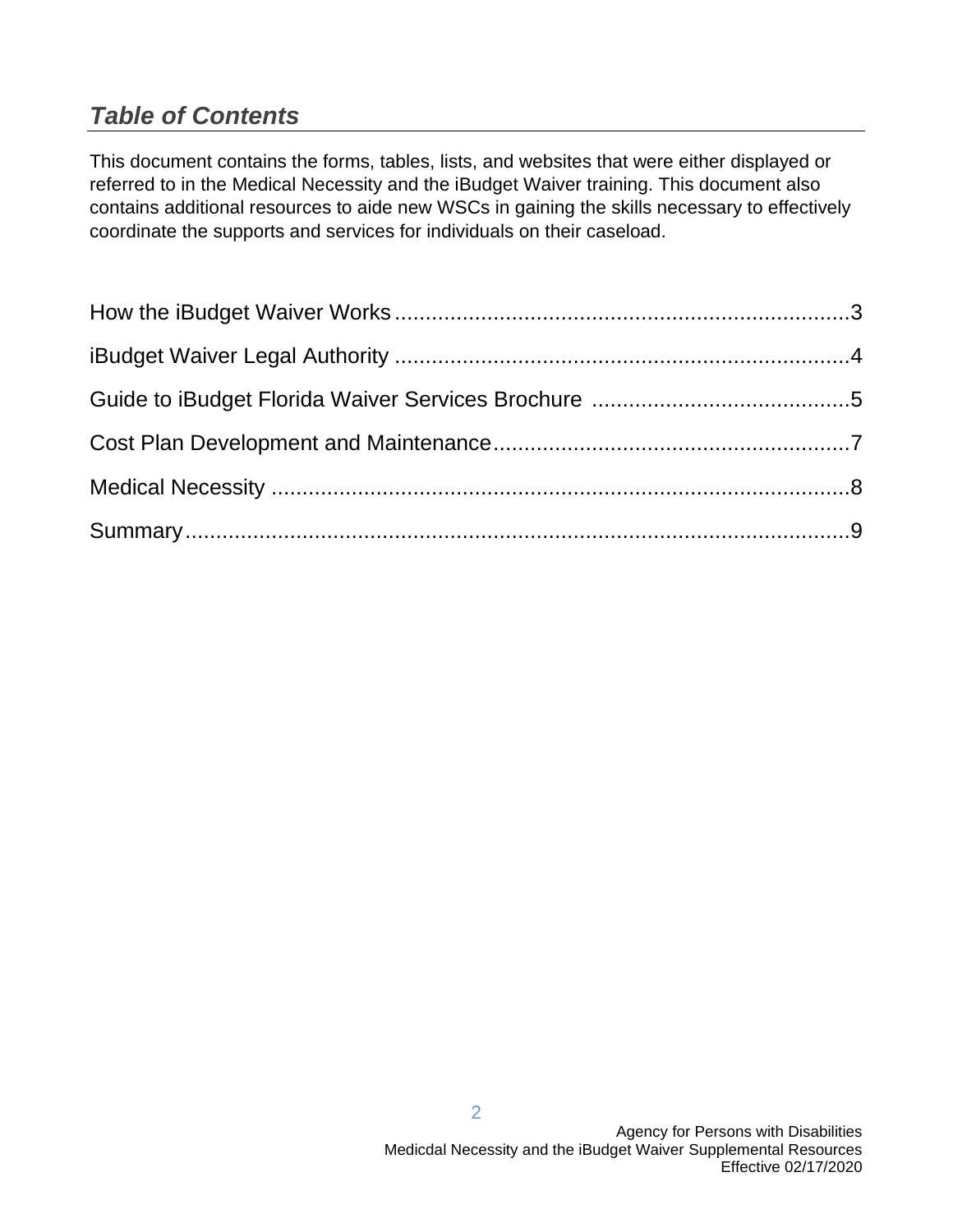## *Table of Contents*

This document contains the forms, tables, lists, and websites that were either displayed or referred to in the Medical Necessity and the iBudget Waiver training. This document also contains additional resources to aide new WSCs in gaining the skills necessary to effectively coordinate the supports and services for individuals on their caseload.

How the iBudget Waiver Works .......... 3

iBudget Waiver Legal Authority .......... 4

Guide to iBudget Florida Waiver Services Brochure .......... 5

Cost Plan Development and Maintenance .......... 7

Medical Necessity .......... 8

Summary .......... 9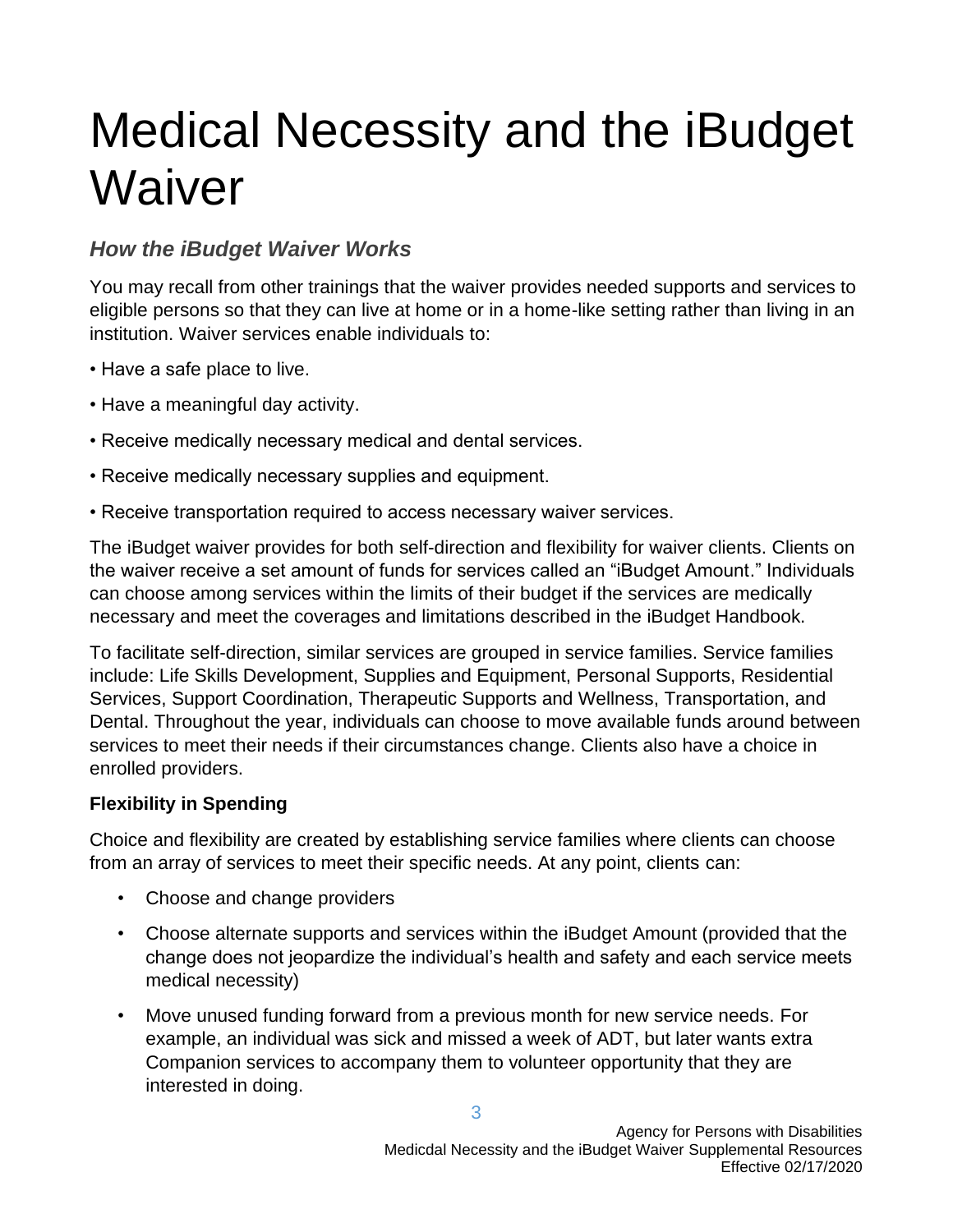# Medical Necessity and the iBudget Waiver

### *How the iBudget Waiver Works*

You may recall from other trainings that the waiver provides needed supports and services to eligible persons so that they can live at home or in a home-like setting rather than living in an institution. Waiver services enable individuals to:

- Have a safe place to live.
- Have a meaningful day activity.
- Receive medically necessary medical and dental services.
- Receive medically necessary supplies and equipment.
- Receive transportation required to access necessary waiver services.

The iBudget waiver provides for both self-direction and flexibility for waiver clients. Clients on the waiver receive a set amount of funds for services called an "iBudget Amount." Individuals can choose among services within the limits of their budget if the services are medically necessary and meet the coverages and limitations described in the iBudget Handbook.

To facilitate self-direction, similar services are grouped in service families. Service families include: Life Skills Development, Supplies and Equipment, Personal Supports, Residential Services, Support Coordination, Therapeutic Supports and Wellness, Transportation, and Dental. Throughout the year, individuals can choose to move available funds around between services to meet their needs if their circumstances change. Clients also have a choice in enrolled providers.

**Flexibility in Spending**

Choice and flexibility are created by establishing service families where clients can choose from an array of services to meet their specific needs. At any point, clients can:

- Choose and change providers
- Choose alternate supports and services within the iBudget Amount (provided that the change does not jeopardize the individual's health and safety and each service meets medical necessity)
- Move unused funding forward from a previous month for new service needs. For example, an individual was sick and missed a week of ADT, but later wants extra Companion services to accompany them to volunteer opportunity that they are interested in doing.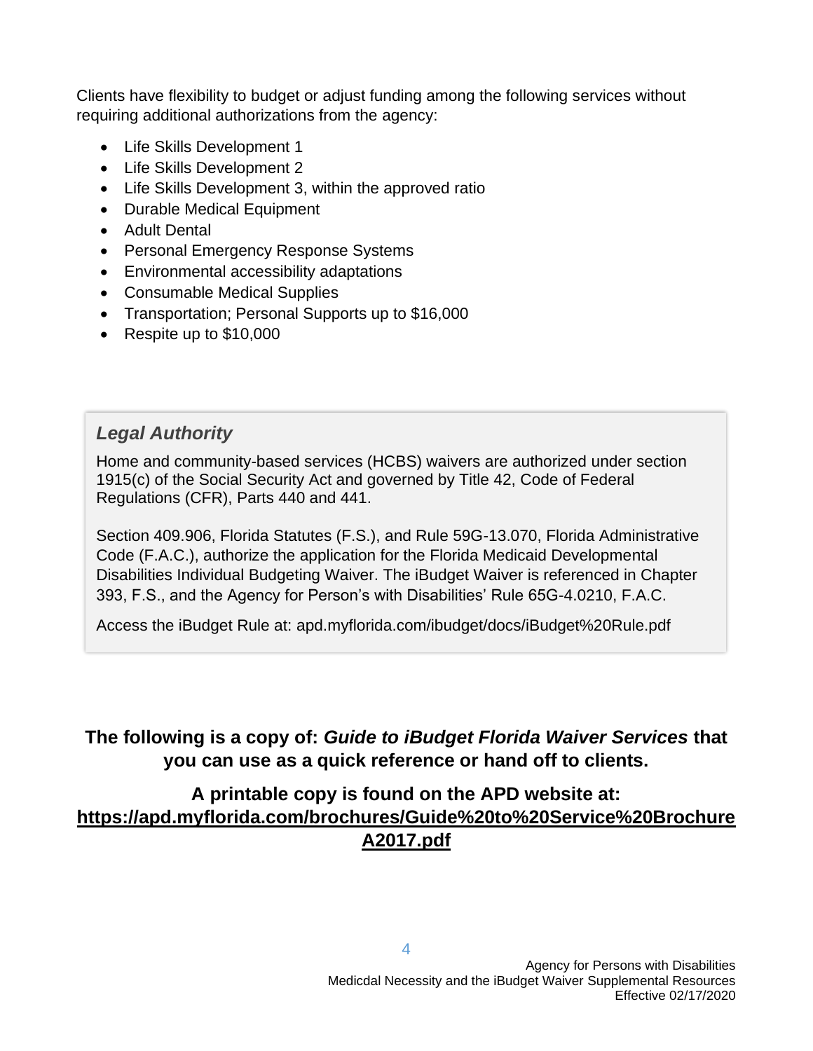Clients have flexibility to budget or adjust funding among the following services without requiring additional authorizations from the agency:

- Life Skills Development 1
- Life Skills Development 2
- Life Skills Development 3, within the approved ratio
- Durable Medical Equipment
- Adult Dental
- Personal Emergency Response Systems
- Environmental accessibility adaptations
- Consumable Medical Supplies
- Transportation; Personal Supports up to $16,000
- Respite up to $10,000

### *Legal Authority*

Home and community-based services (HCBS) waivers are authorized under section 1915(c) of the Social Security Act and governed by Title 42, Code of Federal Regulations (CFR), Parts 440 and 441.

Section 409.906, Florida Statutes (F.S.), and Rule 59G-13.070, Florida Administrative Code (F.A.C.), authorize the application for the Florida Medicaid Developmental Disabilities Individual Budgeting Waiver. The iBudget Waiver is referenced in Chapter 393, F.S., and the Agency for Person's with Disabilities' Rule 65G-4.0210, F.A.C.

Access the iBudget Rule at: apd.myflorida.com/ibudget/docs/iBudget%20Rule.pdf

**The following is a copy of: *Guide to iBudget Florida Waiver Services* that you can use as a quick reference or hand off to clients.**

**A printable copy is found on the APD website at: https://apd.myflorida.com/brochures/Guide%20to%20Service%20BrochureA2017.pdf**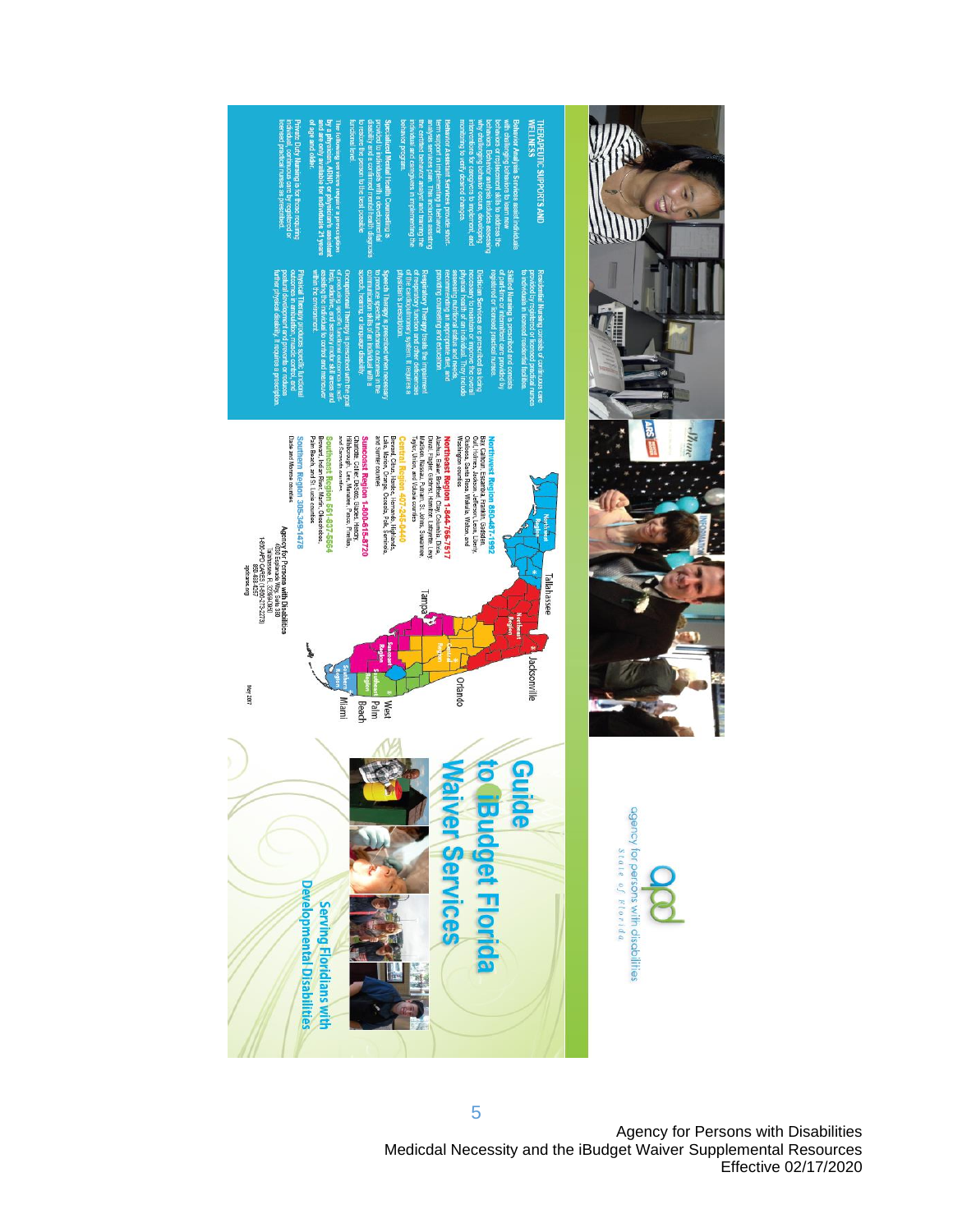## THERAPEUTIC SUPPORTS AND WELLNESS

**Behavior Analysis Services** assist individuals with challenging behaviors to learn new behaviors or replacement skills to address the behaviors. Behavior analysis includes assessing why challenging behaviors occur, developing interventions to change the behaviors, and monitoring to verify desired changes.

**Behavior Assistant Services** provide short-term support in implementing a behavior analysis services plan. This includes assisting the certified behavior analyst and training the individual and caregivers in implementing the behavior program.

**Specialized Mental Health Counseling** is provided to individuals with a developmental disability and a confirmed mental health diagnosis to restore the person to the best possible functional level.

**The following services require a prescription by a physician, ARNP, or physician's assistant and are only available for individuals 21 years of age and older:**

**Private Duty Nursing** is for those requiring individual, continuous care by registered or licensed practical nurses as prescribed.

**Residential Nursing** consists of continuous care provided by registered or licensed practical nurses to individuals in licensed residential facilities.

**Skilled Nursing** is prescribed and consists of part-time or intermittent care provided by registered or licensed practical nurses.

**Dietitian Services** are prescribed as being necessary to maintain or improve the overall physical health of an individual. They include assessing nutritional status and needs, recommending an appropriate diet, and providing counseling and education.

**Respiratory Therapy** treats the impairment of respiratory function and other deficiencies of the cardiopulmonary system. It requires a physician's prescription.

**Speech Therapy** is prescribed when necessary to produce specific functional outcomes in the communication skills of an individual with a speech, hearing, or language disability.

**Occupational Therapy** is prescribed with the goal of producing specific functional outcomes in self-help, adaptive, and sensory motor skill areas and assisting the individual to control and maneuver within the environment.

**Physical Therapy** produces specific functional outcomes in ambulation, muscle control, and postural development and prevents or reduces further physical disability. It requires a prescription.

Tallahassee · Jacksonville · Tampa · Orlando · West Palm Beach · Miami

**Northwest Region 850-487-1992**
Bay, Calhoun, Escambia, Franklin, Gadsden, Gulf, Holmes, Jackson, Jefferson, Leon, Liberty, Okaloosa, Santa Rosa, Wakulla, Walton, and Washington counties

**Northeast Region 1-844-766-7517**
Alachua, Baker, Bradford, Clay, Columbia, Dixie, Duval, Flagler, Gilchrist, Hamilton, Lafayette, Levy, Madison, Nassau, Putnam, St. Johns, Suwannee, Taylor, Union, and Volusia counties

**Central Region 407-245-0440**
Brevard, Citrus, Hardee, Hernando, Highlands, Lake, Marion, Orange, Osceola, Polk, Seminole, and Sumter counties

**Suncoast Region 1-800-615-8720**
Charlotte, Collier, DeSoto, Glades, Hendry, Hillsborough, Lee, Manatee, Pasco, Pinellas, and Sarasota counties

**Southeast Region 561-837-5564**
Broward, Indian River, Martin, Okeechobee, Palm Beach, and St. Lucie counties

**Southern Region 305-349-1478**
Dade and Monroe counties

Agency for Persons with Disabilities
4030 Esplanade Way, Suite 380
Tallahassee, FL 32399-0950
1-866-APD-CARES (1-866-273-2273)
850-488-4257
apdcares.org

May 2017

# Guide to iBudget Florida Waiver Services

**Serving Floridians with Developmental Disabilities**

apd
agency for persons with disabilities
State of Florida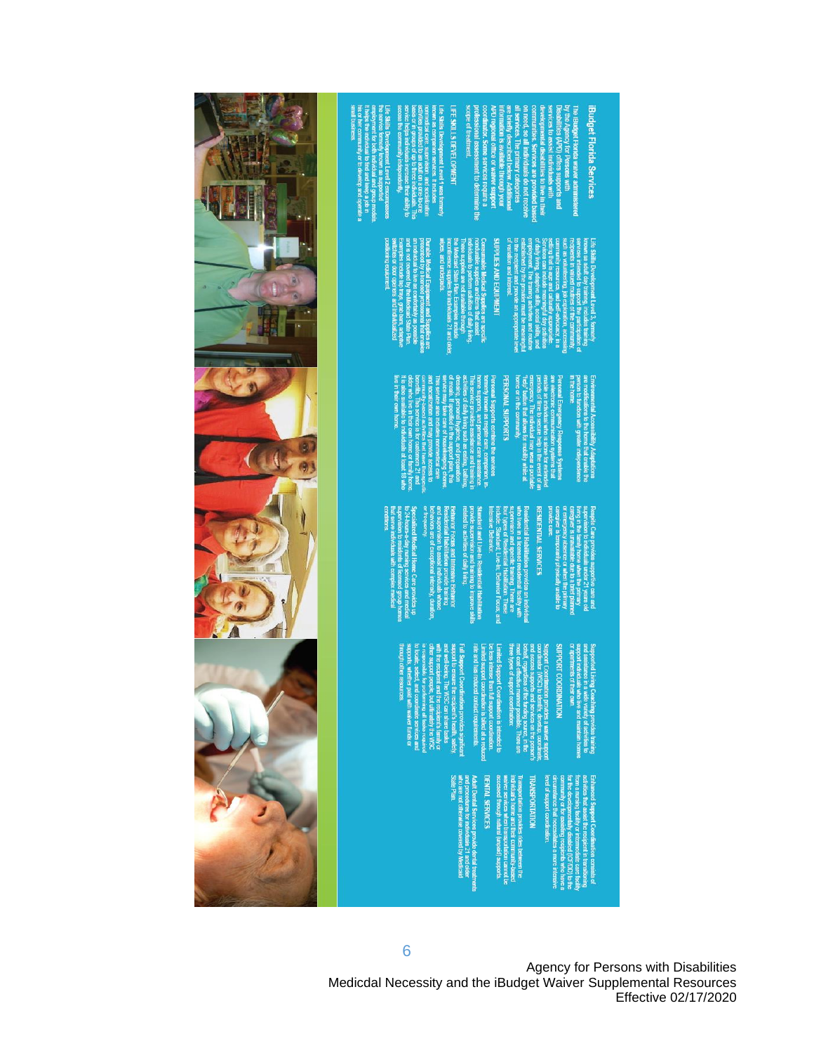# iBudget Florida Services

The iBudget Florida waiver administered by the Agency for Persons with Disabilities (APD) offers supports and services to assist individuals with developmental disabilities to live in their communities. Services are provided based on need, so all individuals do not receive all services. The primary categories are briefly described below. Additional information is available through your APD regional office or waiver support coordinator. Some services require a professional assessment to determine the scope of treatment.

## LIFE SKILLS DEVELOPMENT

Life Skills Development Level 1 was formerly known as companion services. It includes nonmedical care, supervision, and socialization activities provided to an adult on a one-on-one basis or in groups of up to three individuals. This service helps individuals increase their ability to access the community independently.

Life Skills Development Level 2 encompasses the service formerly known as supported employment with individual and group models. It helps the individual to find and keep a job in his or her community or to develop and operate a small business.

Life Skills Development Level 3, formerly known as adult day training, includes training services intended to support the participation of recipients in valued routines of the community, such as volunteering, job exploration, accessing community resources, and self-advocacy, in a setting that is age and culturally appropriate. Services can include meaningful day activities of daily living, adaptive skills, social skills, and employment. The training activities and routines established by the provider must be meaningful to the recipient and provide an appropriate level of variation and interest.

## SUPPLIES AND EQUIPMENT

**Consumable Medical Supplies** are specific nondurable supplies and items that assist individuals to perform activities of daily living. These supplies are not available through the Medicaid State Plan. Examples include incontinence supplies for individuals 21 and older, wipes, and underpads.

**Durable Medical Equipment and Supplies** are prescribed by a licensed professional that enables an individual to live as comfortably as possible and is not covered by the Medicaid State Plan. Examples include lap trays, grab bars, adaptive switches for door openers, and individualized positioning equipment.

**Environmental Accessibility Adaptations** are modifications to the home that enable the person to function with greater independence in the home.

**Personal Emergency Response Systems** are electronic communication systems that enable an individual who is alone for extended periods of time to secure help in the event of an emergency. The individual may wear a portable "help" button that allows for mobility while at home or in the community.

## PERSONAL SUPPORTS

Personal Supports combine the services formerly known as respite care, companion, in-home supports, and personal care assistance. The service provides assistance and training in activities of daily living such as eating, bathing, dressing, personal hygiene, and preparation of meals. If specified in the support plan, the service may take care of housekeeping chores. The service also includes nonmedical care and supervision and may provide access to community-based activities that are socially beneficial. This service is for customers 21 and older who live in their own home or family home. It is also available to individuals at least 18 who live in their own home.

**Respite Care** provides supportive care and supervision to individuals under 21 years old living in the family home when the primary caregiver is unavailable due to a brief planned or emergency absence or when the primary caregiver is temporarily physically unable to provide care.

## RESIDENTIAL SERVICES

**Residential Habilitation** provides an individual who lives in a licensed residential facility with supervision and specific training. There are four types of Residential Habilitation. These include: Standard, Live-In, Behavior Focus, and Intensive Behavior.

**Standard and Live-In Residential Habilitation** provide supervision and training to improve skills related to activities of daily living.

**Behavior Focus and Intensive Behavior Residential Habilitation** provide training and supervision to assist individuals whose behaviors are of exceptional intensity, duration, or frequency.

**Specialized Medical Home Care** provides up to 24-hours-a-day nursing services and medical supervision to residents of licensed group homes that serve individuals with complex medical conditions.

**Supported Living Coaching** provides training and assistance in a wide variety of activities to support individuals who live and maintain homes or apartments of their own.

## SUPPORT COORDINATION

Support Coordination provides a waiver support coordinator (WSC) to identify, develop, coordinate, and access supports and services on the person's behalf, regardless of the funding source, in the most cost effective manner possible. There are three types of support coordination.

**Limited Support Coordination** is intended to be less intensive than full support coordination. Limited support coordination is billed at a reduced rate and has reduced contact requirements.

**Full Support Coordination** provides significant support to ensure the recipient's health, safety, and well-being. The WSC can share tasks with the recipient and the recipient's family or other support people, but the WSC is ultimately responsible for performing all tasks required to locate, select, and coordinate services and supports, whether paid with waiver funds or through other resources.

**Enhanced Support Coordination** consists of activities that assist the recipient in transitioning from a nursing facility or intermediate care facility for the developmentally disabled (ICF/DD) to the community or for assisting recipients who have a circumstance that necessitates a more intensive level of support coordination.

## TRANSPORTATION

Transportation provides rides between the individual's home and their community-based waiver services when transportation cannot be accessed through natural (unpaid) supports.

## DENTAL SERVICES

**Adult Dental Services** provide dental treatments and procedures for individuals 21 and older which are not otherwise covered by Medicaid State Plan.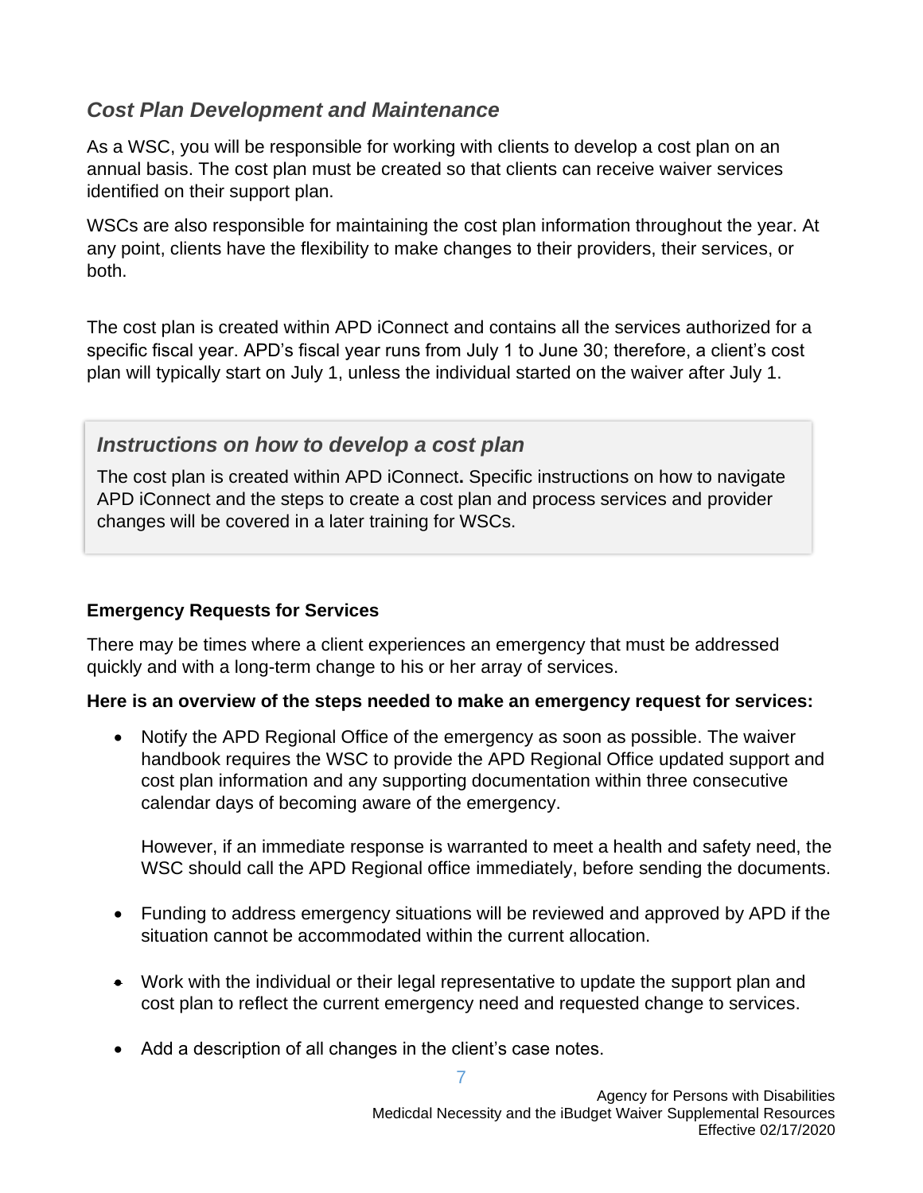## *Cost Plan Development and Maintenance*

As a WSC, you will be responsible for working with clients to develop a cost plan on an annual basis. The cost plan must be created so that clients can receive waiver services identified on their support plan.

WSCs are also responsible for maintaining the cost plan information throughout the year. At any point, clients have the flexibility to make changes to their providers, their services, or both.

The cost plan is created within APD iConnect and contains all the services authorized for a specific fiscal year. APD's fiscal year runs from July 1 to June 30; therefore, a client's cost plan will typically start on July 1, unless the individual started on the waiver after July 1.

### *Instructions on how to develop a cost plan*

The cost plan is created within APD iConnect**.** Specific instructions on how to navigate APD iConnect and the steps to create a cost plan and process services and provider changes will be covered in a later training for WSCs.

**Emergency Requests for Services**

There may be times where a client experiences an emergency that must be addressed quickly and with a long-term change to his or her array of services.

**Here is an overview of the steps needed to make an emergency request for services:**

- Notify the APD Regional Office of the emergency as soon as possible. The waiver handbook requires the WSC to provide the APD Regional Office updated support and cost plan information and any supporting documentation within three consecutive calendar days of becoming aware of the emergency.

  However, if an immediate response is warranted to meet a health and safety need, the WSC should call the APD Regional office immediately, before sending the documents.

- Funding to address emergency situations will be reviewed and approved by APD if the situation cannot be accommodated within the current allocation.

- Work with the individual or their legal representative to update the support plan and cost plan to reflect the current emergency need and requested change to services.

- Add a description of all changes in the client's case notes.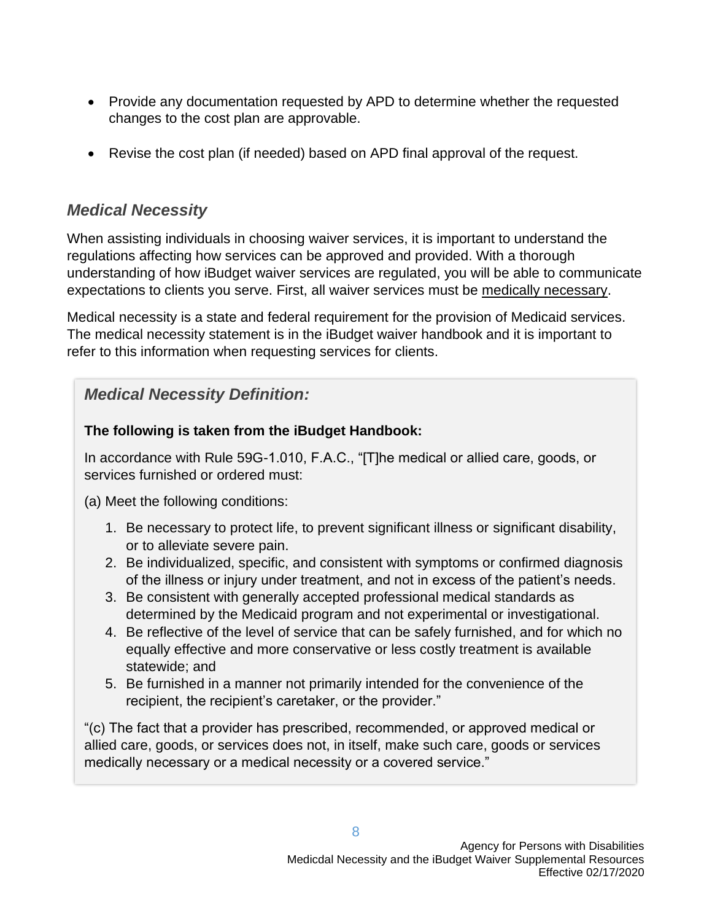- Provide any documentation requested by APD to determine whether the requested changes to the cost plan are approvable.
- Revise the cost plan (if needed) based on APD final approval of the request.

### *Medical Necessity*

When assisting individuals in choosing waiver services, it is important to understand the regulations affecting how services can be approved and provided. With a thorough understanding of how iBudget waiver services are regulated, you will be able to communicate expectations to clients you serve. First, all waiver services must be medically necessary.

Medical necessity is a state and federal requirement for the provision of Medicaid services. The medical necessity statement is in the iBudget waiver handbook and it is important to refer to this information when requesting services for clients.

#### *Medical Necessity Definition:*

**The following is taken from the iBudget Handbook:**

In accordance with Rule 59G-1.010, F.A.C., "[T]he medical or allied care, goods, or services furnished or ordered must:

(a) Meet the following conditions:

1. Be necessary to protect life, to prevent significant illness or significant disability, or to alleviate severe pain.
2. Be individualized, specific, and consistent with symptoms or confirmed diagnosis of the illness or injury under treatment, and not in excess of the patient's needs.
3. Be consistent with generally accepted professional medical standards as determined by the Medicaid program and not experimental or investigational.
4. Be reflective of the level of service that can be safely furnished, and for which no equally effective and more conservative or less costly treatment is available statewide; and
5. Be furnished in a manner not primarily intended for the convenience of the recipient, the recipient's caretaker, or the provider."

"(c) The fact that a provider has prescribed, recommended, or approved medical or allied care, goods, or services does not, in itself, make such care, goods or services medically necessary or a medical necessity or a covered service."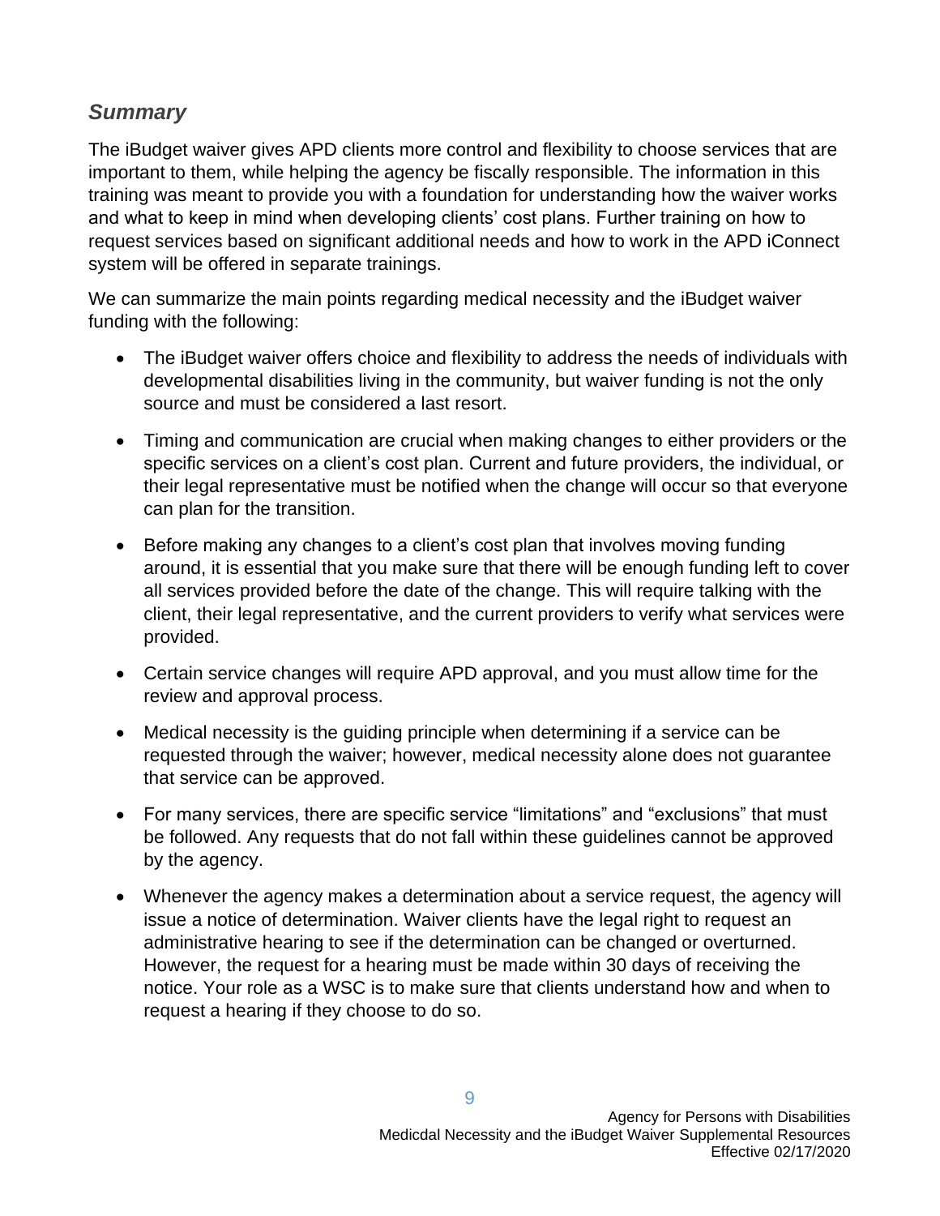## *Summary*

The iBudget waiver gives APD clients more control and flexibility to choose services that are important to them, while helping the agency be fiscally responsible. The information in this training was meant to provide you with a foundation for understanding how the waiver works and what to keep in mind when developing clients' cost plans. Further training on how to request services based on significant additional needs and how to work in the APD iConnect system will be offered in separate trainings.

We can summarize the main points regarding medical necessity and the iBudget waiver funding with the following:

- The iBudget waiver offers choice and flexibility to address the needs of individuals with developmental disabilities living in the community, but waiver funding is not the only source and must be considered a last resort.
- Timing and communication are crucial when making changes to either providers or the specific services on a client's cost plan. Current and future providers, the individual, or their legal representative must be notified when the change will occur so that everyone can plan for the transition.
- Before making any changes to a client's cost plan that involves moving funding around, it is essential that you make sure that there will be enough funding left to cover all services provided before the date of the change. This will require talking with the client, their legal representative, and the current providers to verify what services were provided.
- Certain service changes will require APD approval, and you must allow time for the review and approval process.
- Medical necessity is the guiding principle when determining if a service can be requested through the waiver; however, medical necessity alone does not guarantee that service can be approved.
- For many services, there are specific service "limitations" and "exclusions" that must be followed. Any requests that do not fall within these guidelines cannot be approved by the agency.
- Whenever the agency makes a determination about a service request, the agency will issue a notice of determination. Waiver clients have the legal right to request an administrative hearing to see if the determination can be changed or overturned. However, the request for a hearing must be made within 30 days of receiving the notice. Your role as a WSC is to make sure that clients understand how and when to request a hearing if they choose to do so.